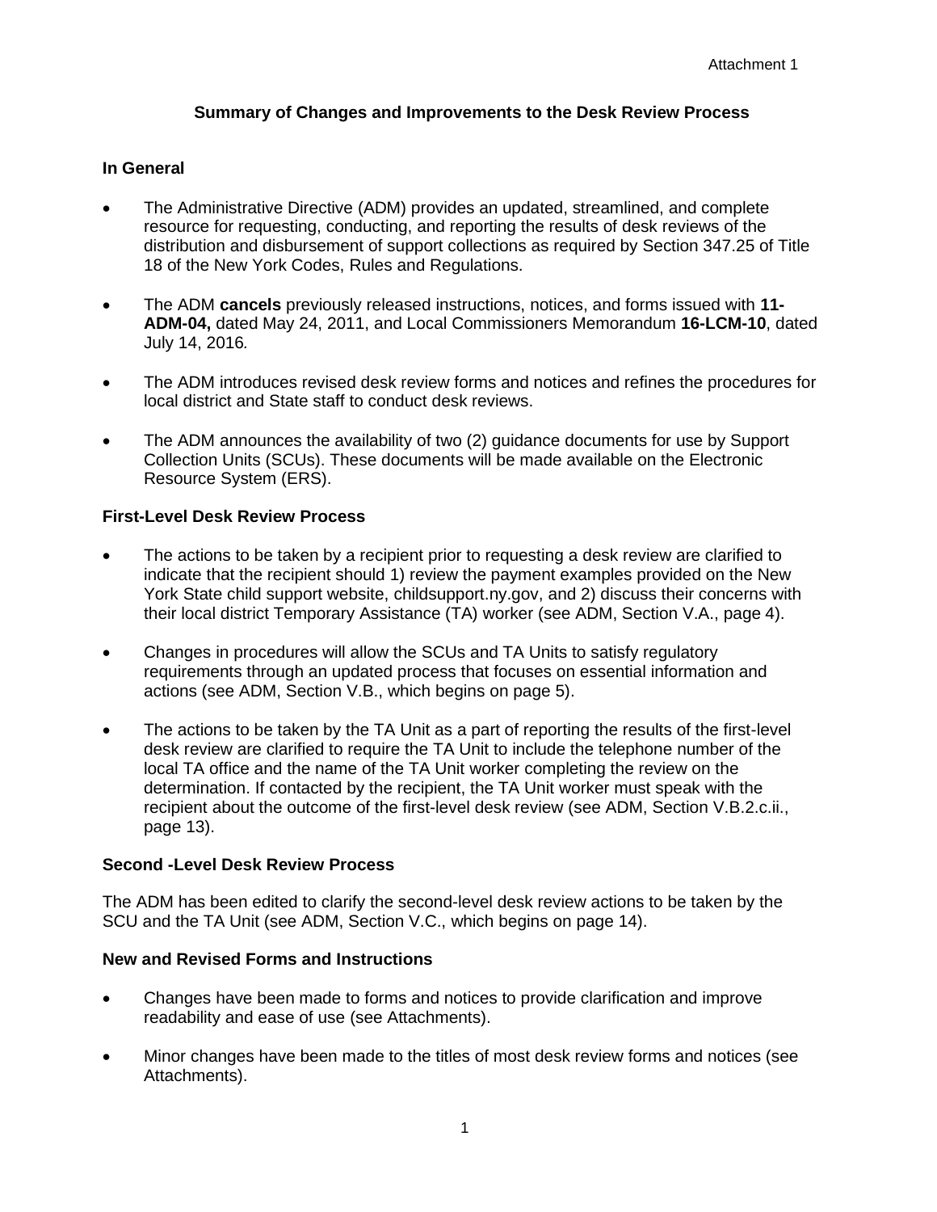Attachment 1

# Summary of Changes and Improvements to the Desk Review Process

## In General

- The Administrative Directive (ADM) provides an updated, streamlined, and complete resource for requesting, conducting, and reporting the results of desk reviews of the distribution and disbursement of support collections as required by Section 347.25 of Title 18 of the New York Codes, Rules and Regulations.

- The ADM **cancels** previously released instructions, notices, and forms issued with **11-ADM-04,** dated May 24, 2011, and Local Commissioners Memorandum **16-LCM-10**, dated July 14, 2016*.*

- The ADM introduces revised desk review forms and notices and refines the procedures for local district and State staff to conduct desk reviews.

- The ADM announces the availability of two (2) guidance documents for use by Support Collection Units (SCUs). These documents will be made available on the Electronic Resource System (ERS).

## First-Level Desk Review Process

- The actions to be taken by a recipient prior to requesting a desk review are clarified to indicate that the recipient should 1) review the payment examples provided on the New York State child support website, childsupport.ny.gov, and 2) discuss their concerns with their local district Temporary Assistance (TA) worker (see ADM, Section V.A., page 4).

- Changes in procedures will allow the SCUs and TA Units to satisfy regulatory requirements through an updated process that focuses on essential information and actions (see ADM, Section V.B., which begins on page 5).

- The actions to be taken by the TA Unit as a part of reporting the results of the first-level desk review are clarified to require the TA Unit to include the telephone number of the local TA office and the name of the TA Unit worker completing the review on the determination. If contacted by the recipient, the TA Unit worker must speak with the recipient about the outcome of the first-level desk review (see ADM, Section V.B.2.c.ii., page 13).

## Second -Level Desk Review Process

The ADM has been edited to clarify the second-level desk review actions to be taken by the SCU and the TA Unit (see ADM, Section V.C., which begins on page 14).

## New and Revised Forms and Instructions

- Changes have been made to forms and notices to provide clarification and improve readability and ease of use (see Attachments).

- Minor changes have been made to the titles of most desk review forms and notices (see Attachments).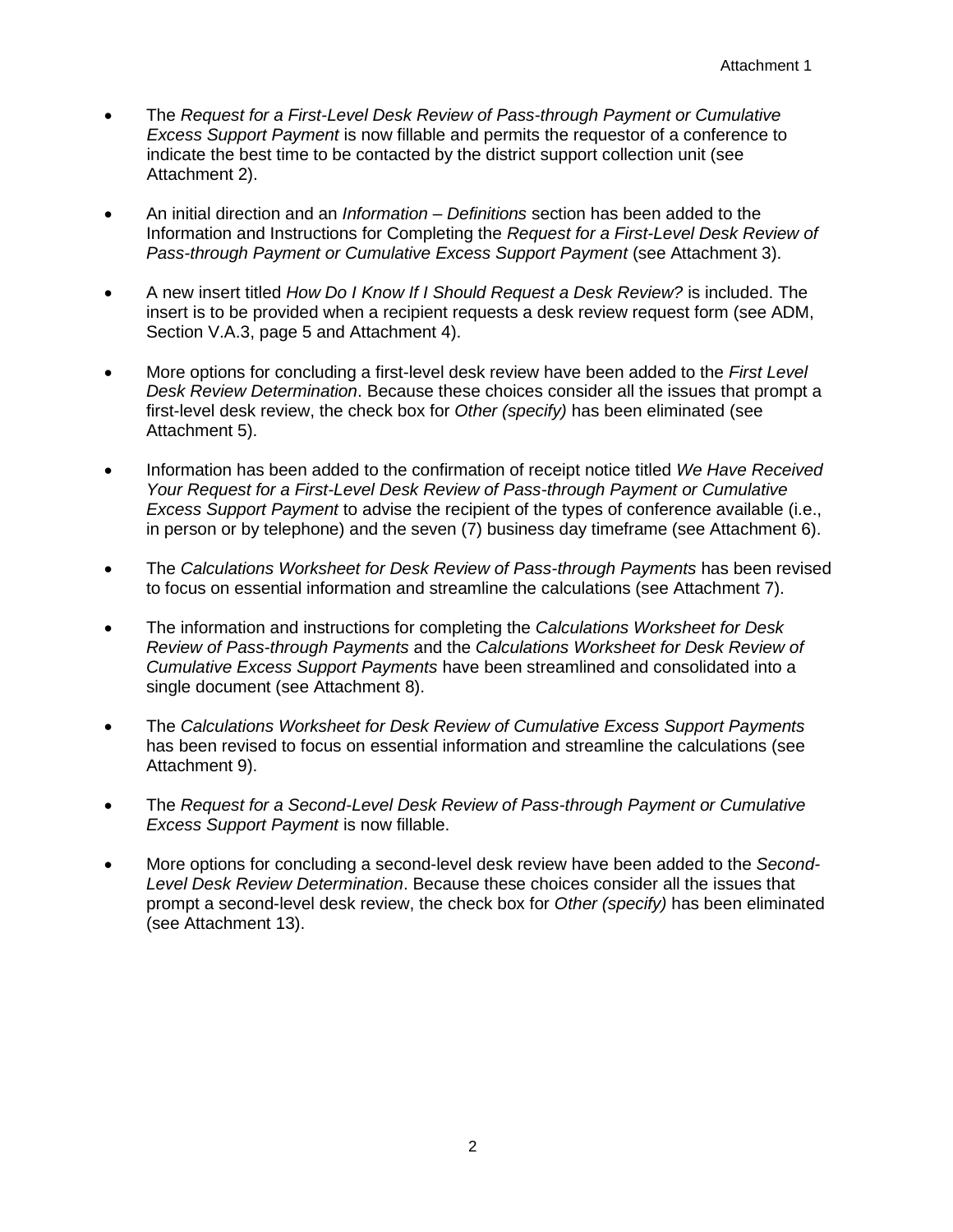- The *Request for a First-Level Desk Review of Pass-through Payment or Cumulative Excess Support Payment* is now fillable and permits the requestor of a conference to indicate the best time to be contacted by the district support collection unit (see Attachment 2).

- An initial direction and an *Information – Definitions* section has been added to the Information and Instructions for Completing the *Request for a First-Level Desk Review of Pass-through Payment or Cumulative Excess Support Payment* (see Attachment 3).

- A new insert titled *How Do I Know If I Should Request a Desk Review?* is included. The insert is to be provided when a recipient requests a desk review request form (see ADM, Section V.A.3, page 5 and Attachment 4).

- More options for concluding a first-level desk review have been added to the *First Level Desk Review Determination*. Because these choices consider all the issues that prompt a first-level desk review, the check box for *Other (specify)* has been eliminated (see Attachment 5).

- Information has been added to the confirmation of receipt notice titled *We Have Received Your Request for a First-Level Desk Review of Pass-through Payment or Cumulative Excess Support Payment* to advise the recipient of the types of conference available (i.e., in person or by telephone) and the seven (7) business day timeframe (see Attachment 6).

- The *Calculations Worksheet for Desk Review of Pass-through Payments* has been revised to focus on essential information and streamline the calculations (see Attachment 7).

- The information and instructions for completing the *Calculations Worksheet for Desk Review of Pass-through Payments* and the *Calculations Worksheet for Desk Review of Cumulative Excess Support Payments* have been streamlined and consolidated into a single document (see Attachment 8).

- The *Calculations Worksheet for Desk Review of Cumulative Excess Support Payments* has been revised to focus on essential information and streamline the calculations (see Attachment 9).

- The *Request for a Second-Level Desk Review of Pass-through Payment or Cumulative Excess Support Payment* is now fillable.

- More options for concluding a second-level desk review have been added to the *Second-Level Desk Review Determination*. Because these choices consider all the issues that prompt a second-level desk review, the check box for *Other (specify)* has been eliminated (see Attachment 13).